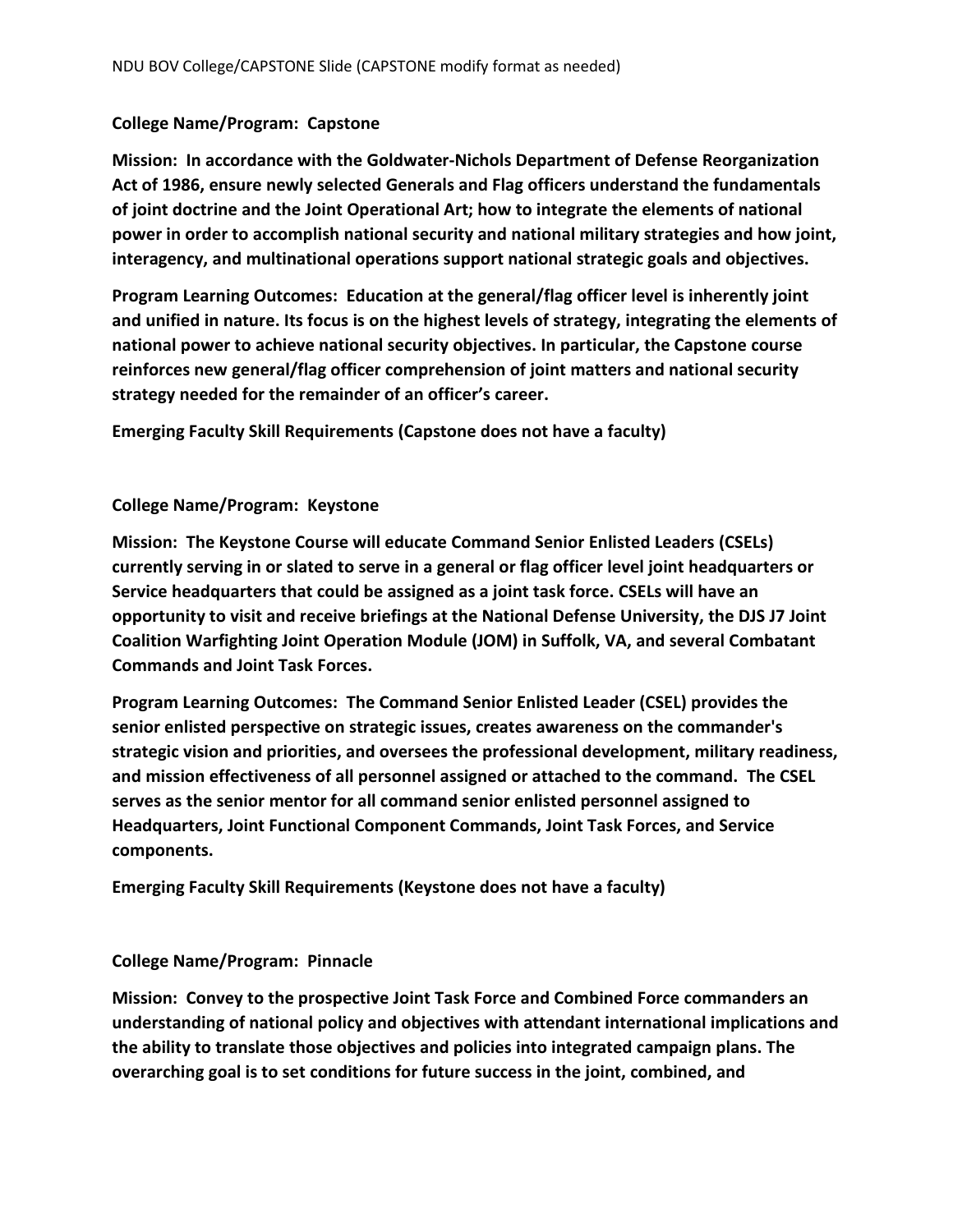NDU BOV College/CAPSTONE Slide (CAPSTONE modify format as needed)

**College Name/Program: Capstone**

**Mission: In accordance with the Goldwater-Nichols Department of Defense Reorganization Act of 1986, ensure newly selected Generals and Flag officers understand the fundamentals of joint doctrine and the Joint Operational Art; how to integrate the elements of national power in order to accomplish national security and national military strategies and how joint, interagency, and multinational operations support national strategic goals and objectives.**

**Program Learning Outcomes: Education at the general/flag officer level is inherently joint and unified in nature. Its focus is on the highest levels of strategy, integrating the elements of national power to achieve national security objectives. In particular, the Capstone course reinforces new general/flag officer comprehension of joint matters and national security strategy needed for the remainder of an officer's career.**

**Emerging Faculty Skill Requirements (Capstone does not have a faculty)**

**College Name/Program: Keystone**

**Mission: The Keystone Course will educate Command Senior Enlisted Leaders (CSELs) currently serving in or slated to serve in a general or flag officer level joint headquarters or Service headquarters that could be assigned as a joint task force. CSELs will have an opportunity to visit and receive briefings at the National Defense University, the DJS J7 Joint Coalition Warfighting Joint Operation Module (JOM) in Suffolk, VA, and several Combatant Commands and Joint Task Forces.**

**Program Learning Outcomes: The Command Senior Enlisted Leader (CSEL) provides the senior enlisted perspective on strategic issues, creates awareness on the commander's strategic vision and priorities, and oversees the professional development, military readiness, and mission effectiveness of all personnel assigned or attached to the command. The CSEL serves as the senior mentor for all command senior enlisted personnel assigned to Headquarters, Joint Functional Component Commands, Joint Task Forces, and Service components.**

**Emerging Faculty Skill Requirements (Keystone does not have a faculty)**

**College Name/Program: Pinnacle**

**Mission: Convey to the prospective Joint Task Force and Combined Force commanders an understanding of national policy and objectives with attendant international implications and the ability to translate those objectives and policies into integrated campaign plans. The overarching goal is to set conditions for future success in the joint, combined, and**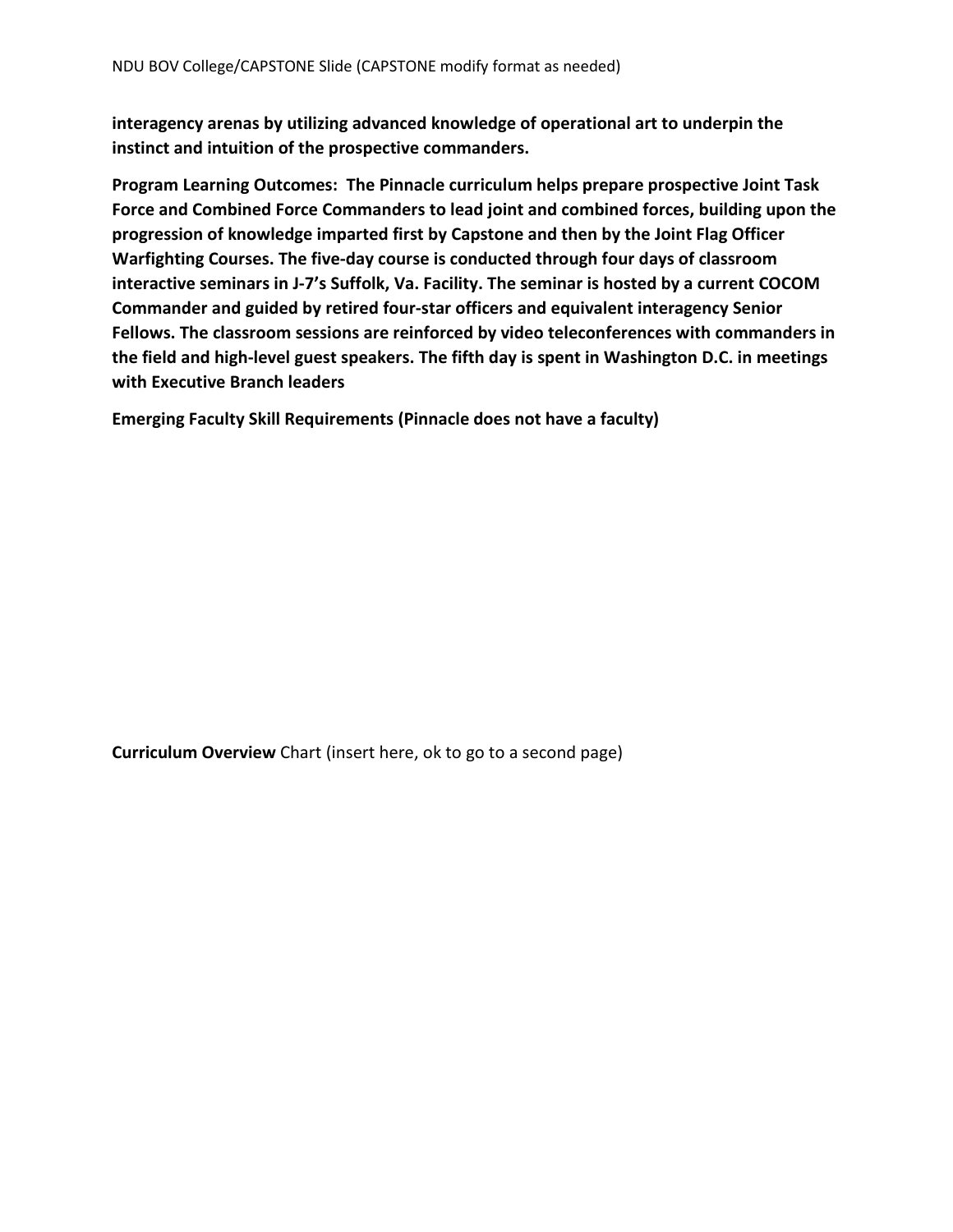**interagency arenas by utilizing advanced knowledge of operational art to underpin the instinct and intuition of the prospective commanders.**

**Program Learning Outcomes: The Pinnacle curriculum helps prepare prospective Joint Task Force and Combined Force Commanders to lead joint and combined forces, building upon the progression of knowledge imparted first by Capstone and then by the Joint Flag Officer Warfighting Courses. The five-day course is conducted through four days of classroom interactive seminars in J-7's Suffolk, Va. Facility. The seminar is hosted by a current COCOM Commander and guided by retired four-star officers and equivalent interagency Senior Fellows. The classroom sessions are reinforced by video teleconferences with commanders in the field and high-level guest speakers. The fifth day is spent in Washington D.C. in meetings with Executive Branch leaders**

**Emerging Faculty Skill Requirements (Pinnacle does not have a faculty)**

**Curriculum Overview** Chart (insert here, ok to go to a second page)